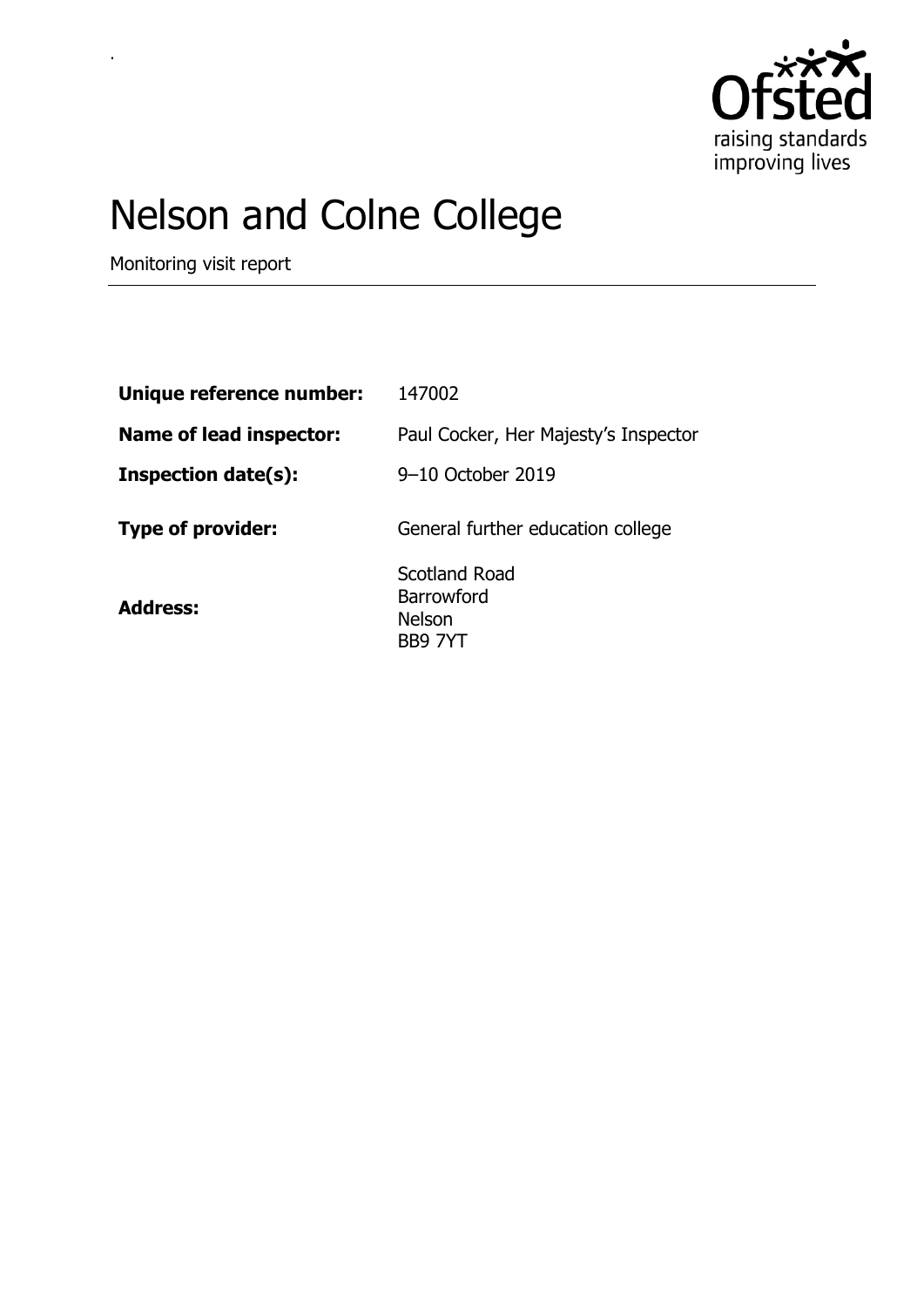# Nelson and Colne College

Monitoring visit report

| | |
|---|---|
| **Unique reference number:** | 147002 |
| **Name of lead inspector:** | Paul Cocker, Her Majesty's Inspector |
| **Inspection date(s):** | 9–10 October 2019 |
| **Type of provider:** | General further education college |
| **Address:** | Scotland Road<br>Barrowford<br>Nelson<br>BB9 7YT |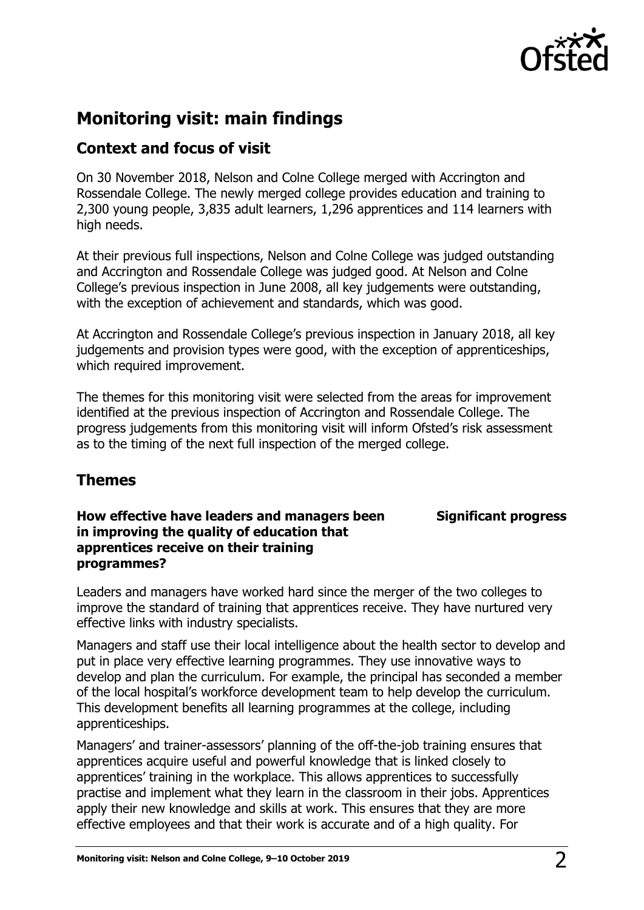## Monitoring visit: main findings

### Context and focus of visit

On 30 November 2018, Nelson and Colne College merged with Accrington and Rossendale College. The newly merged college provides education and training to 2,300 young people, 3,835 adult learners, 1,296 apprentices and 114 learners with high needs.

At their previous full inspections, Nelson and Colne College was judged outstanding and Accrington and Rossendale College was judged good. At Nelson and Colne College's previous inspection in June 2008, all key judgements were outstanding, with the exception of achievement and standards, which was good.

At Accrington and Rossendale College's previous inspection in January 2018, all key judgements and provision types were good, with the exception of apprenticeships, which required improvement.

The themes for this monitoring visit were selected from the areas for improvement identified at the previous inspection of Accrington and Rossendale College. The progress judgements from this monitoring visit will inform Ofsted's risk assessment as to the timing of the next full inspection of the merged college.

### Themes

**How effective have leaders and managers been in improving the quality of education that apprentices receive on their training programmes?** — **Significant progress**

Leaders and managers have worked hard since the merger of the two colleges to improve the standard of training that apprentices receive. They have nurtured very effective links with industry specialists.

Managers and staff use their local intelligence about the health sector to develop and put in place very effective learning programmes. They use innovative ways to develop and plan the curriculum. For example, the principal has seconded a member of the local hospital's workforce development team to help develop the curriculum. This development benefits all learning programmes at the college, including apprenticeships.

Managers' and trainer-assessors' planning of the off-the-job training ensures that apprentices acquire useful and powerful knowledge that is linked closely to apprentices' training in the workplace. This allows apprentices to successfully practise and implement what they learn in the classroom in their jobs. Apprentices apply their new knowledge and skills at work. This ensures that they are more effective employees and that their work is accurate and of a high quality. For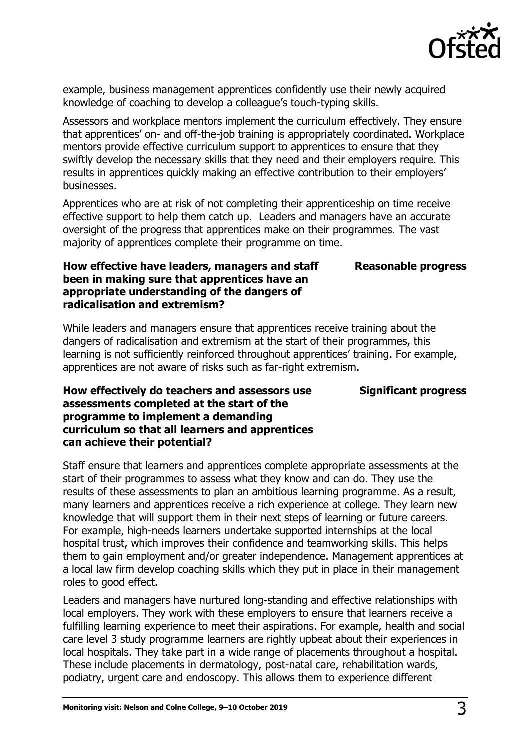example, business management apprentices confidently use their newly acquired knowledge of coaching to develop a colleague's touch-typing skills.

Assessors and workplace mentors implement the curriculum effectively. They ensure that apprentices' on- and off-the-job training is appropriately coordinated. Workplace mentors provide effective curriculum support to apprentices to ensure that they swiftly develop the necessary skills that they need and their employers require. This results in apprentices quickly making an effective contribution to their employers' businesses.

Apprentices who are at risk of not completing their apprenticeship on time receive effective support to help them catch up. Leaders and managers have an accurate oversight of the progress that apprentices make on their programmes. The vast majority of apprentices complete their programme on time.

**How effective have leaders, managers and staff been in making sure that apprentices have an appropriate understanding of the dangers of radicalisation and extremism?** — **Reasonable progress**

While leaders and managers ensure that apprentices receive training about the dangers of radicalisation and extremism at the start of their programmes, this learning is not sufficiently reinforced throughout apprentices' training. For example, apprentices are not aware of risks such as far-right extremism.

**How effectively do teachers and assessors use assessments completed at the start of the programme to implement a demanding curriculum so that all learners and apprentices can achieve their potential?** — **Significant progress**

Staff ensure that learners and apprentices complete appropriate assessments at the start of their programmes to assess what they know and can do. They use the results of these assessments to plan an ambitious learning programme. As a result, many learners and apprentices receive a rich experience at college. They learn new knowledge that will support them in their next steps of learning or future careers. For example, high-needs learners undertake supported internships at the local hospital trust, which improves their confidence and teamworking skills. This helps them to gain employment and/or greater independence. Management apprentices at a local law firm develop coaching skills which they put in place in their management roles to good effect.

Leaders and managers have nurtured long-standing and effective relationships with local employers. They work with these employers to ensure that learners receive a fulfilling learning experience to meet their aspirations. For example, health and social care level 3 study programme learners are rightly upbeat about their experiences in local hospitals. They take part in a wide range of placements throughout a hospital. These include placements in dermatology, post-natal care, rehabilitation wards, podiatry, urgent care and endoscopy. This allows them to experience different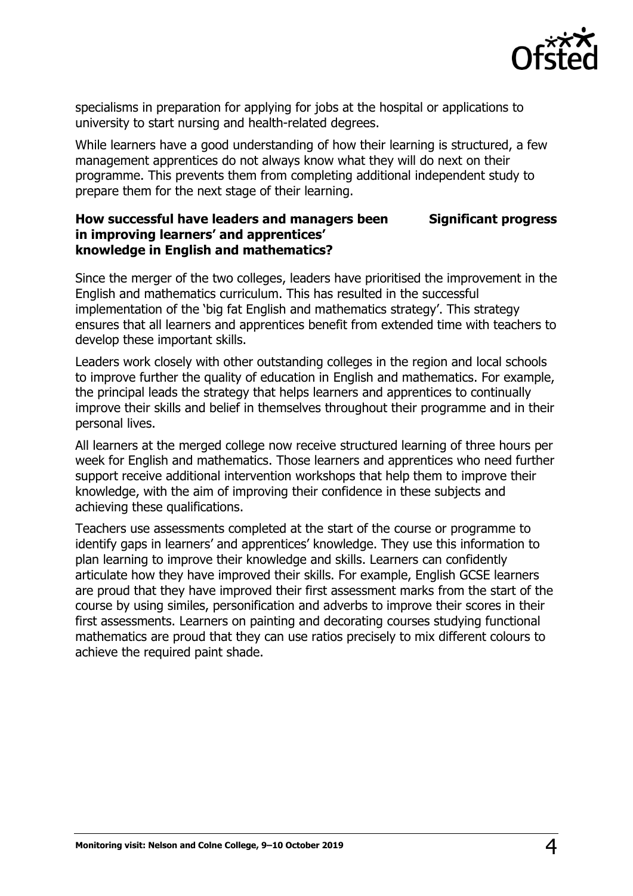specialisms in preparation for applying for jobs at the hospital or applications to university to start nursing and health-related degrees.

While learners have a good understanding of how their learning is structured, a few management apprentices do not always know what they will do next on their programme. This prevents them from completing additional independent study to prepare them for the next stage of their learning.

**How successful have leaders and managers been in improving learners' and apprentices' knowledge in English and mathematics?** **Significant progress**

Since the merger of the two colleges, leaders have prioritised the improvement in the English and mathematics curriculum. This has resulted in the successful implementation of the 'big fat English and mathematics strategy'. This strategy ensures that all learners and apprentices benefit from extended time with teachers to develop these important skills.

Leaders work closely with other outstanding colleges in the region and local schools to improve further the quality of education in English and mathematics. For example, the principal leads the strategy that helps learners and apprentices to continually improve their skills and belief in themselves throughout their programme and in their personal lives.

All learners at the merged college now receive structured learning of three hours per week for English and mathematics. Those learners and apprentices who need further support receive additional intervention workshops that help them to improve their knowledge, with the aim of improving their confidence in these subjects and achieving these qualifications.

Teachers use assessments completed at the start of the course or programme to identify gaps in learners' and apprentices' knowledge. They use this information to plan learning to improve their knowledge and skills. Learners can confidently articulate how they have improved their skills. For example, English GCSE learners are proud that they have improved their first assessment marks from the start of the course by using similes, personification and adverbs to improve their scores in their first assessments. Learners on painting and decorating courses studying functional mathematics are proud that they can use ratios precisely to mix different colours to achieve the required paint shade.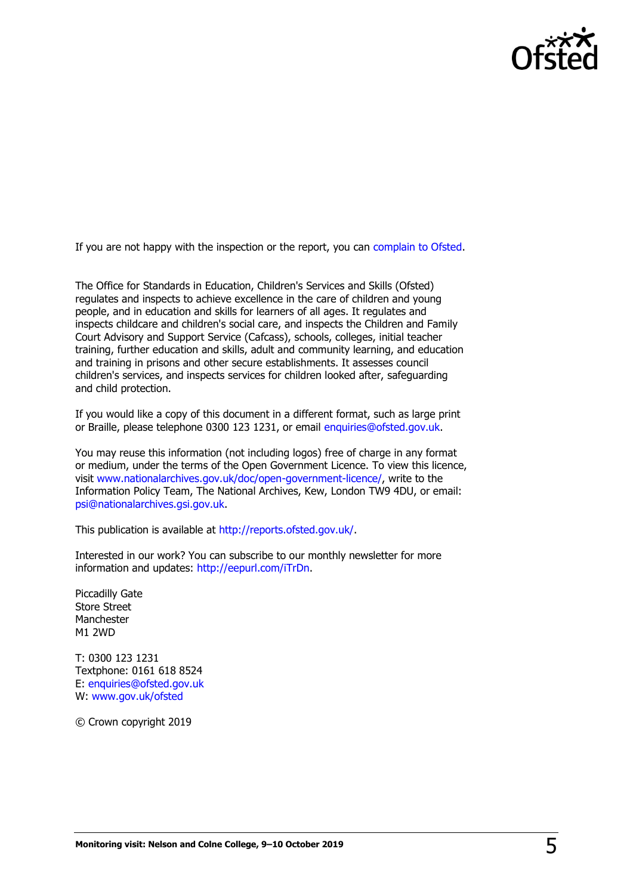If you are not happy with the inspection or the report, you can complain to Ofsted.

The Office for Standards in Education, Children's Services and Skills (Ofsted) regulates and inspects to achieve excellence in the care of children and young people, and in education and skills for learners of all ages. It regulates and inspects childcare and children's social care, and inspects the Children and Family Court Advisory and Support Service (Cafcass), schools, colleges, initial teacher training, further education and skills, adult and community learning, and education and training in prisons and other secure establishments. It assesses council children's services, and inspects services for children looked after, safeguarding and child protection.

If you would like a copy of this document in a different format, such as large print or Braille, please telephone 0300 123 1231, or email enquiries@ofsted.gov.uk.

You may reuse this information (not including logos) free of charge in any format or medium, under the terms of the Open Government Licence. To view this licence, visit www.nationalarchives.gov.uk/doc/open-government-licence/, write to the Information Policy Team, The National Archives, Kew, London TW9 4DU, or email: psi@nationalarchives.gsi.gov.uk.

This publication is available at http://reports.ofsted.gov.uk/.

Interested in our work? You can subscribe to our monthly newsletter for more information and updates: http://eepurl.com/iTrDn.

Piccadilly Gate
Store Street
Manchester
M1 2WD

T: 0300 123 1231
Textphone: 0161 618 8524
E: enquiries@ofsted.gov.uk
W: www.gov.uk/ofsted

© Crown copyright 2019